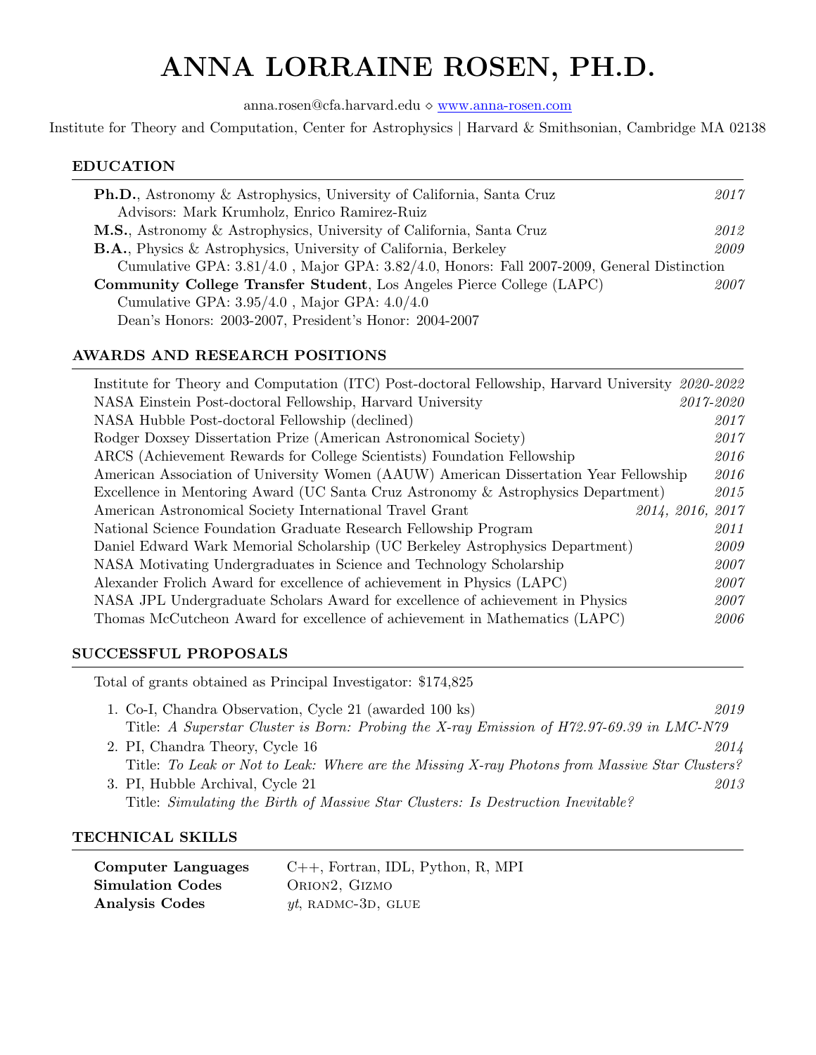# ANNA LORRAINE ROSEN, PH.D.

anna.rosen@cfa.harvard.edu ⋄ [www.anna-rosen.com](http://www.anna-rosen.com)

Institute for Theory and Computation, Center for Astrophysics | Harvard & Smithsonian, Cambridge MA 02138

## EDUCATION

**Ph.D.**, Astronomy & Astrophysics, University of California, Santa Cruz — *2017*
Advisors: Mark Krumholz, Enrico Ramirez-Ruiz

**M.S.**, Astronomy & Astrophysics, University of California, Santa Cruz — *2012*

**B.A.**, Physics & Astrophysics, University of California, Berkeley — *2009*
Cumulative GPA: 3.81/4.0 , Major GPA: 3.82/4.0, Honors: Fall 2007-2009, General Distinction

**Community College Transfer Student**, Los Angeles Pierce College (LAPC) — *2007*
Cumulative GPA: 3.95/4.0 , Major GPA: 4.0/4.0
Dean's Honors: 2003-2007, President's Honor: 2004-2007

## AWARDS AND RESEARCH POSITIONS

| Award / Position | Year |
|---|---|
| Institute for Theory and Computation (ITC) Post-doctoral Fellowship, Harvard University | *2020-2022* |
| NASA Einstein Post-doctoral Fellowship, Harvard University | *2017-2020* |
| NASA Hubble Post-doctoral Fellowship (declined) | *2017* |
| Rodger Doxsey Dissertation Prize (American Astronomical Society) | *2017* |
| ARCS (Achievement Rewards for College Scientists) Foundation Fellowship | *2016* |
| American Association of University Women (AAUW) American Dissertation Year Fellowship | *2016* |
| Excellence in Mentoring Award (UC Santa Cruz Astronomy & Astrophysics Department) | *2015* |
| American Astronomical Society International Travel Grant | *2014, 2016, 2017* |
| National Science Foundation Graduate Research Fellowship Program | *2011* |
| Daniel Edward Wark Memorial Scholarship (UC Berkeley Astrophysics Department) | *2009* |
| NASA Motivating Undergraduates in Science and Technology Scholarship | *2007* |
| Alexander Frolich Award for excellence of achievement in Physics (LAPC) | *2007* |
| NASA JPL Undergraduate Scholars Award for excellence of achievement in Physics | *2007* |
| Thomas McCutcheon Award for excellence of achievement in Mathematics (LAPC) | *2006* |

## SUCCESSFUL PROPOSALS

Total of grants obtained as Principal Investigator: $174,825

1. Co-I, Chandra Observation, Cycle 21 (awarded 100 ks) — *2019*
   Title: *A Superstar Cluster is Born: Probing the X-ray Emission of H72.97-69.39 in LMC-N79*
2. PI, Chandra Theory, Cycle 16 — *2014*
   Title: *To Leak or Not to Leak: Where are the Missing X-ray Photons from Massive Star Clusters?*
3. PI, Hubble Archival, Cycle 21 — *2013*
   Title: *Simulating the Birth of Massive Star Clusters: Is Destruction Inevitable?*

## TECHNICAL SKILLS

| | |
|---|---|
| **Computer Languages** | C++, Fortran, IDL, Python, R, MPI |
| **Simulation Codes** | ORION2, GIZMO |
| **Analysis Codes** | *yt*, RADMC-3D, GLUE |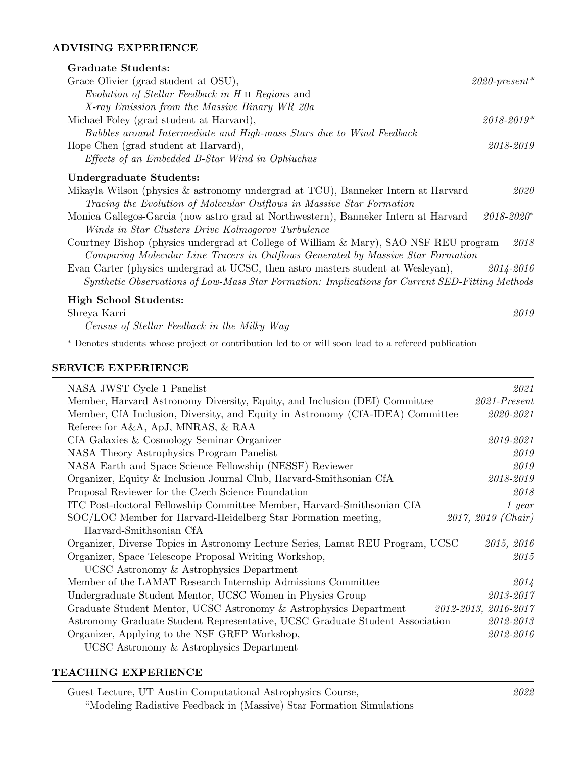## ADVISING EXPERIENCE

**Graduate Students:**

Grace Olivier (grad student at OSU), *2020-present**
*Evolution of Stellar Feedback in H II Regions* and
*X-ray Emission from the Massive Binary WR 20a*

Michael Foley (grad student at Harvard), *2018-2019**
*Bubbles around Intermediate and High-mass Stars due to Wind Feedback*

Hope Chen (grad student at Harvard), *2018-2019*
*Effects of an Embedded B-Star Wind in Ophiuchus*

**Undergraduate Students:**

Mikayla Wilson (physics & astronomy undergrad at TCU), Banneker Intern at Harvard *2020*
*Tracing the Evolution of Molecular Outflows in Massive Star Formation*

Monica Gallegos-Garcia (now astro grad at Northwestern), Banneker Intern at Harvard *2018-2020**
*Winds in Star Clusters Drive Kolmogorov Turbulence*

Courtney Bishop (physics undergrad at College of William & Mary), SAO NSF REU program *2018*
*Comparing Molecular Line Tracers in Outflows Generated by Massive Star Formation*

Evan Carter (physics undergrad at UCSC, then astro masters student at Wesleyan), *2014-2016*
*Synthetic Observations of Low-Mass Star Formation: Implications for Current SED-Fitting Methods*

**High School Students:**

Shreya Karri *2019*
*Census of Stellar Feedback in the Milky Way*

* Denotes students whose project or contribution led to or will soon lead to a refereed publication

## SERVICE EXPERIENCE

NASA JWST Cycle 1 Panelist *2021*
Member, Harvard Astronomy Diversity, Equity, and Inclusion (DEI) Committee *2021-Present*
Member, CfA Inclusion, Diversity, and Equity in Astronomy (CfA-IDEA) Committee *2020-2021*
Referee for A&A, ApJ, MNRAS, & RAA
CfA Galaxies & Cosmology Seminar Organizer *2019-2021*
NASA Theory Astrophysics Program Panelist *2019*
NASA Earth and Space Science Fellowship (NESSF) Reviewer *2019*
Organizer, Equity & Inclusion Journal Club, Harvard-Smithsonian CfA *2018-2019*
Proposal Reviewer for the Czech Science Foundation *2018*
ITC Post-doctoral Fellowship Committee Member, Harvard-Smithsonian CfA *1 year*
SOC/LOC Member for Harvard-Heidelberg Star Formation meeting, Harvard-Smithsonian CfA *2017, 2019 (Chair)*
Organizer, Diverse Topics in Astronomy Lecture Series, Lamat REU Program, UCSC *2015, 2016*
Organizer, Space Telescope Proposal Writing Workshop, UCSC Astronomy & Astrophysics Department *2015*
Member of the LAMAT Research Internship Admissions Committee *2014*
Undergraduate Student Mentor, UCSC Women in Physics Group *2013-2017*
Graduate Student Mentor, UCSC Astronomy & Astrophysics Department *2012-2013, 2016-2017*
Astronomy Graduate Student Representative, UCSC Graduate Student Association *2012-2013*
Organizer, Applying to the NSF GRFP Workshop, UCSC Astronomy & Astrophysics Department *2012-2016*

## TEACHING EXPERIENCE

Guest Lecture, UT Austin Computational Astrophysics Course, *2022*
"Modeling Radiative Feedback in (Massive) Star Formation Simulations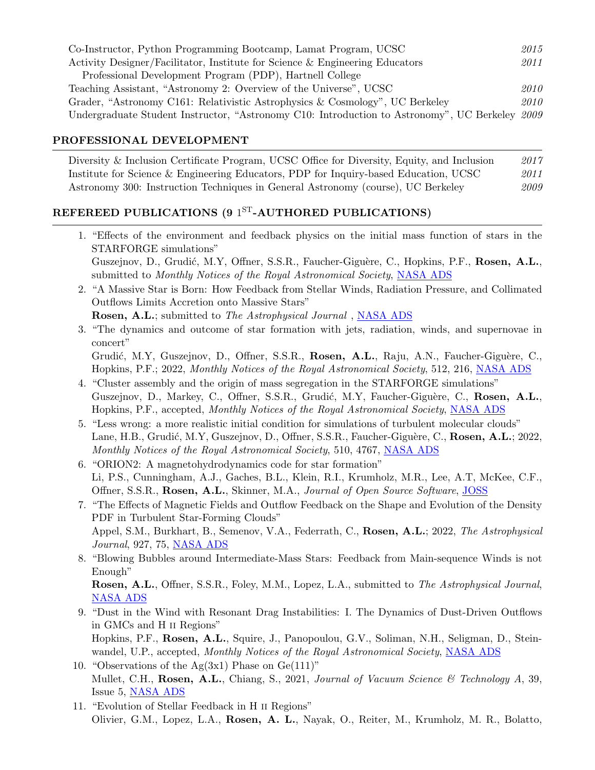Co-Instructor, Python Programming Bootcamp, Lamat Program, UCSC *2015*
Activity Designer/Facilitator, Institute for Science & Engineering Educators Professional Development Program (PDP), Hartnell College *2011*
Teaching Assistant, "Astronomy 2: Overview of the Universe", UCSC *2010*
Grader, "Astronomy C161: Relativistic Astrophysics & Cosmology", UC Berkeley *2010*
Undergraduate Student Instructor, "Astronomy C10: Introduction to Astronomy", UC Berkeley *2009*

## PROFESSIONAL DEVELOPMENT

Diversity & Inclusion Certificate Program, UCSC Office for Diversity, Equity, and Inclusion *2017*
Institute for Science & Engineering Educators, PDP for Inquiry-based Education, UCSC *2011*
Astronomy 300: Instruction Techniques in General Astronomy (course), UC Berkeley *2009*

## REFEREED PUBLICATIONS (9 1ST-AUTHORED PUBLICATIONS)

1. "Effects of the environment and feedback physics on the initial mass function of stars in the STARFORGE simulations"
Guszejnov, D., Grudić, M.Y, Offner, S.S.R., Faucher-Giguère, C., Hopkins, P.F., **Rosen, A.L.**, submitted to *Monthly Notices of the Royal Astronomical Society*, NASA ADS
2. "A Massive Star is Born: How Feedback from Stellar Winds, Radiation Pressure, and Collimated Outflows Limits Accretion onto Massive Stars"
**Rosen, A.L.**; submitted to *The Astrophysical Journal* , NASA ADS
3. "The dynamics and outcome of star formation with jets, radiation, winds, and supernovae in concert"
Grudić, M.Y, Guszejnov, D., Offner, S.S.R., **Rosen, A.L.**, Raju, A.N., Faucher-Giguère, C., Hopkins, P.F.; 2022, *Monthly Notices of the Royal Astronomical Society*, 512, 216, NASA ADS
4. "Cluster assembly and the origin of mass segregation in the STARFORGE simulations"
Guszejnov, D., Markey, C., Offner, S.S.R., Grudić, M.Y, Faucher-Giguère, C., **Rosen, A.L.**, Hopkins, P.F., accepted, *Monthly Notices of the Royal Astronomical Society*, NASA ADS
5. "Less wrong: a more realistic initial condition for simulations of turbulent molecular clouds"
Lane, H.B., Grudić, M.Y, Guszejnov, D., Offner, S.S.R., Faucher-Giguère, C., **Rosen, A.L.**; 2022, *Monthly Notices of the Royal Astronomical Society*, 510, 4767, NASA ADS
6. "ORION2: A magnetohydrodynamics code for star formation"
Li, P.S., Cunningham, A.J., Gaches, B.L., Klein, R.I., Krumholz, M.R., Lee, A.T, McKee, C.F., Offner, S.S.R., **Rosen, A.L.**, Skinner, M.A., *Journal of Open Source Software*, JOSS
7. "The Effects of Magnetic Fields and Outflow Feedback on the Shape and Evolution of the Density PDF in Turbulent Star-Forming Clouds"
Appel, S.M., Burkhart, B., Semenov, V.A., Federrath, C., **Rosen, A.L.**; 2022, *The Astrophysical Journal*, 927, 75, NASA ADS
8. "Blowing Bubbles around Intermediate-Mass Stars: Feedback from Main-sequence Winds is not Enough"
**Rosen, A.L.**, Offner, S.S.R., Foley, M.M., Lopez, L.A., submitted to *The Astrophysical Journal*, NASA ADS
9. "Dust in the Wind with Resonant Drag Instabilities: I. The Dynamics of Dust-Driven Outflows in GMCs and H II Regions"
Hopkins, P.F., **Rosen, A.L.**, Squire, J., Panopoulou, G.V., Soliman, N.H., Seligman, D., Steinwandel, U.P., accepted, *Monthly Notices of the Royal Astronomical Society*, NASA ADS
10. "Observations of the Ag(3x1) Phase on Ge(111)"
Mullet, C.H., **Rosen, A.L.**, Chiang, S., 2021, *Journal of Vacuum Science & Technology A*, 39, Issue 5, NASA ADS
11. "Evolution of Stellar Feedback in H II Regions"
Olivier, G.M., Lopez, L.A., **Rosen, A. L.**, Nayak, O., Reiter, M., Krumholz, M. R., Bolatto,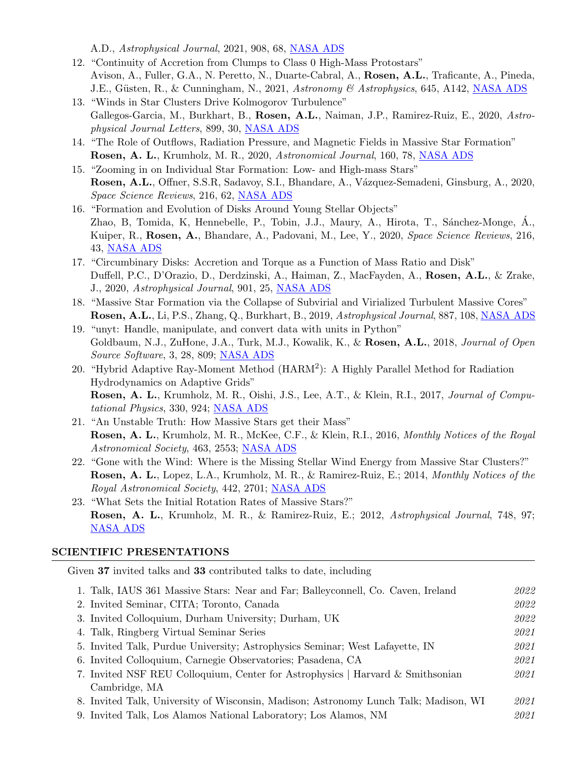A.D., *Astrophysical Journal*, 2021, 908, 68, NASA ADS

12. "Continuity of Accretion from Clumps to Class 0 High-Mass Protostars"
Avison, A., Fuller, G.A., N. Peretto, N., Duarte-Cabral, A., **Rosen, A.L.**, Traficante, A., Pineda, J.E., Güsten, R., & Cunningham, N., 2021, *Astronomy & Astrophysics*, 645, A142, NASA ADS
13. "Winds in Star Clusters Drive Kolmogorov Turbulence"
Gallegos-Garcia, M., Burkhart, B., **Rosen, A.L.**, Naiman, J.P., Ramirez-Ruiz, E., 2020, *Astrophysical Journal Letters*, 899, 30, NASA ADS
14. "The Role of Outflows, Radiation Pressure, and Magnetic Fields in Massive Star Formation"
**Rosen, A. L.**, Krumholz, M. R., 2020, *Astronomical Journal*, 160, 78, NASA ADS
15. "Zooming in on Individual Star Formation: Low- and High-mass Stars"
**Rosen, A.L.**, Offner, S.S.R, Sadavoy, S.I., Bhandare, A., Vázquez-Semadeni, Ginsburg, A., 2020, *Space Science Reviews*, 216, 62, NASA ADS
16. "Formation and Evolution of Disks Around Young Stellar Objects"
Zhao, B, Tomida, K, Hennebelle, P., Tobin, J.J., Maury, A., Hirota, T., Sánchez-Monge, Á., Kuiper, R., **Rosen, A.**, Bhandare, A., Padovani, M., Lee, Y., 2020, *Space Science Reviews*, 216, 43, NASA ADS
17. "Circumbinary Disks: Accretion and Torque as a Function of Mass Ratio and Disk"
Duffell, P.C., D'Orazio, D., Derdzinski, A., Haiman, Z., MacFayden, A., **Rosen, A.L.**, & Zrake, J., 2020, *Astrophysical Journal*, 901, 25, NASA ADS
18. "Massive Star Formation via the Collapse of Subvirial and Virialized Turbulent Massive Cores"
**Rosen, A.L.**, Li, P.S., Zhang, Q., Burkhart, B., 2019, *Astrophysical Journal*, 887, 108, NASA ADS
19. "unyt: Handle, manipulate, and convert data with units in Python"
Goldbaum, N.J., ZuHone, J.A., Turk, M.J., Kowalik, K., & **Rosen, A.L.**, 2018, *Journal of Open Source Software*, 3, 28, 809; NASA ADS
20. "Hybrid Adaptive Ray-Moment Method (HARM$^2$): A Highly Parallel Method for Radiation Hydrodynamics on Adaptive Grids"
**Rosen, A. L.**, Krumholz, M. R., Oishi, J.S., Lee, A.T., & Klein, R.I., 2017, *Journal of Computational Physics*, 330, 924; NASA ADS
21. "An Unstable Truth: How Massive Stars get their Mass"
**Rosen, A. L.**, Krumholz, M. R., McKee, C.F., & Klein, R.I., 2016, *Monthly Notices of the Royal Astronomical Society*, 463, 2553; NASA ADS
22. "Gone with the Wind: Where is the Missing Stellar Wind Energy from Massive Star Clusters?"
**Rosen, A. L.**, Lopez, L.A., Krumholz, M. R., & Ramirez-Ruiz, E.; 2014, *Monthly Notices of the Royal Astronomical Society*, 442, 2701; NASA ADS
23. "What Sets the Initial Rotation Rates of Massive Stars?"
**Rosen, A. L.**, Krumholz, M. R., & Ramirez-Ruiz, E.; 2012, *Astrophysical Journal*, 748, 97; NASA ADS

## SCIENTIFIC PRESENTATIONS

Given **37** invited talks and **33** contributed talks to date, including

1. Talk, IAUS 361 Massive Stars: Near and Far; Balleyconnell, Co. Caven, Ireland — *2022*
2. Invited Seminar, CITA; Toronto, Canada — *2022*
3. Invited Colloquium, Durham University; Durham, UK — *2022*
4. Talk, Ringberg Virtual Seminar Series — *2021*
5. Invited Talk, Purdue University; Astrophysics Seminar; West Lafayette, IN — *2021*
6. Invited Colloquium, Carnegie Observatories; Pasadena, CA — *2021*
7. Invited NSF REU Colloquium, Center for Astrophysics | Harvard & Smithsonian Cambridge, MA — *2021*
8. Invited Talk, University of Wisconsin, Madison; Astronomy Lunch Talk; Madison, WI — *2021*
9. Invited Talk, Los Alamos National Laboratory; Los Alamos, NM — *2021*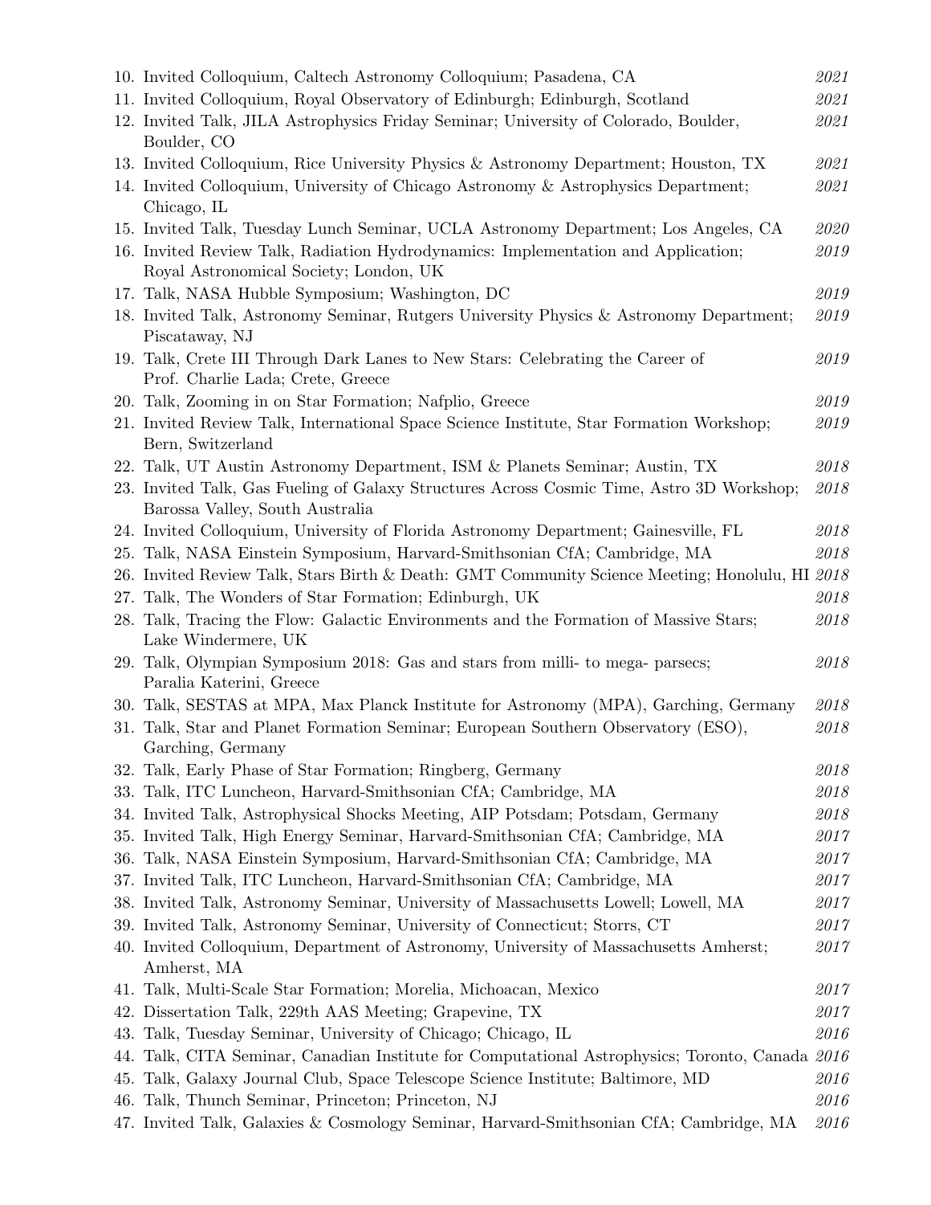10. Invited Colloquium, Caltech Astronomy Colloquium; Pasadena, CA *2021*
11. Invited Colloquium, Royal Observatory of Edinburgh; Edinburgh, Scotland *2021*
12. Invited Talk, JILA Astrophysics Friday Seminar; University of Colorado, Boulder, Boulder, CO *2021*
13. Invited Colloquium, Rice University Physics & Astronomy Department; Houston, TX *2021*
14. Invited Colloquium, University of Chicago Astronomy & Astrophysics Department; Chicago, IL *2021*
15. Invited Talk, Tuesday Lunch Seminar, UCLA Astronomy Department; Los Angeles, CA *2020*
16. Invited Review Talk, Radiation Hydrodynamics: Implementation and Application; Royal Astronomical Society; London, UK *2019*
17. Talk, NASA Hubble Symposium; Washington, DC *2019*
18. Invited Talk, Astronomy Seminar, Rutgers University Physics & Astronomy Department; Piscataway, NJ *2019*
19. Talk, Crete III Through Dark Lanes to New Stars: Celebrating the Career of Prof. Charlie Lada; Crete, Greece *2019*
20. Talk, Zooming in on Star Formation; Nafplio, Greece *2019*
21. Invited Review Talk, International Space Science Institute, Star Formation Workshop; Bern, Switzerland *2019*
22. Talk, UT Austin Astronomy Department, ISM & Planets Seminar; Austin, TX *2018*
23. Invited Talk, Gas Fueling of Galaxy Structures Across Cosmic Time, Astro 3D Workshop; Barossa Valley, South Australia *2018*
24. Invited Colloquium, University of Florida Astronomy Department; Gainesville, FL *2018*
25. Talk, NASA Einstein Symposium, Harvard-Smithsonian CfA; Cambridge, MA *2018*
26. Invited Review Talk, Stars Birth & Death: GMT Community Science Meeting; Honolulu, HI *2018*
27. Talk, The Wonders of Star Formation; Edinburgh, UK *2018*
28. Talk, Tracing the Flow: Galactic Environments and the Formation of Massive Stars; Lake Windermere, UK *2018*
29. Talk, Olympian Symposium 2018: Gas and stars from milli- to mega- parsecs; Paralia Katerini, Greece *2018*
30. Talk, SESTAS at MPA, Max Planck Institute for Astronomy (MPA), Garching, Germany *2018*
31. Talk, Star and Planet Formation Seminar; European Southern Observatory (ESO), Garching, Germany *2018*
32. Talk, Early Phase of Star Formation; Ringberg, Germany *2018*
33. Talk, ITC Luncheon, Harvard-Smithsonian CfA; Cambridge, MA *2018*
34. Invited Talk, Astrophysical Shocks Meeting, AIP Potsdam; Potsdam, Germany *2018*
35. Invited Talk, High Energy Seminar, Harvard-Smithsonian CfA; Cambridge, MA *2017*
36. Talk, NASA Einstein Symposium, Harvard-Smithsonian CfA; Cambridge, MA *2017*
37. Invited Talk, ITC Luncheon, Harvard-Smithsonian CfA; Cambridge, MA *2017*
38. Invited Talk, Astronomy Seminar, University of Massachusetts Lowell; Lowell, MA *2017*
39. Invited Talk, Astronomy Seminar, University of Connecticut; Storrs, CT *2017*
40. Invited Colloquium, Department of Astronomy, University of Massachusetts Amherst; Amherst, MA *2017*
41. Talk, Multi-Scale Star Formation; Morelia, Michoacan, Mexico *2017*
42. Dissertation Talk, 229th AAS Meeting; Grapevine, TX *2017*
43. Talk, Tuesday Seminar, University of Chicago; Chicago, IL *2016*
44. Talk, CITA Seminar, Canadian Institute for Computational Astrophysics; Toronto, Canada *2016*
45. Talk, Galaxy Journal Club, Space Telescope Science Institute; Baltimore, MD *2016*
46. Talk, Thunch Seminar, Princeton; Princeton, NJ *2016*
47. Invited Talk, Galaxies & Cosmology Seminar, Harvard-Smithsonian CfA; Cambridge, MA *2016*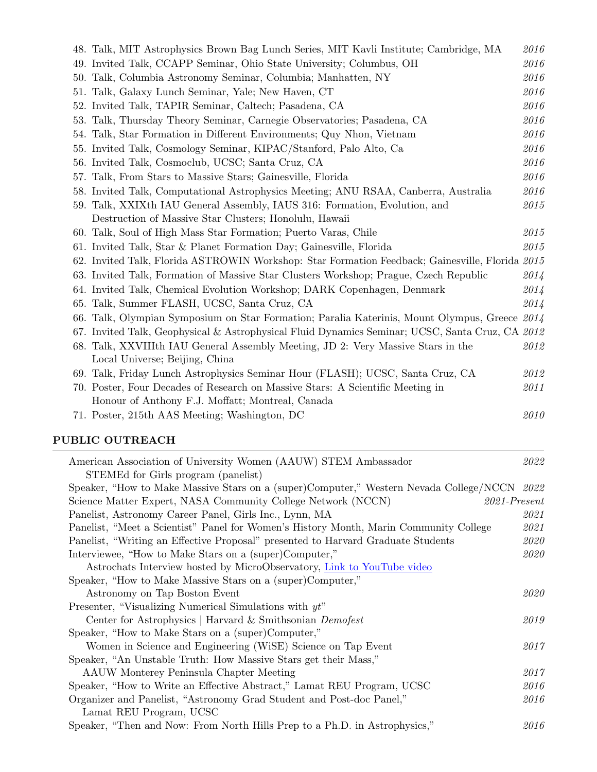48. Talk, MIT Astrophysics Brown Bag Lunch Series, MIT Kavli Institute; Cambridge, MA *2016*
49. Invited Talk, CCAPP Seminar, Ohio State University; Columbus, OH *2016*
50. Talk, Columbia Astronomy Seminar, Columbia; Manhatten, NY *2016*
51. Talk, Galaxy Lunch Seminar, Yale; New Haven, CT *2016*
52. Invited Talk, TAPIR Seminar, Caltech; Pasadena, CA *2016*
53. Talk, Thursday Theory Seminar, Carnegie Observatories; Pasadena, CA *2016*
54. Talk, Star Formation in Different Environments; Quy Nhon, Vietnam *2016*
55. Invited Talk, Cosmology Seminar, KIPAC/Stanford, Palo Alto, Ca *2016*
56. Invited Talk, Cosmoclub, UCSC; Santa Cruz, CA *2016*
57. Talk, From Stars to Massive Stars; Gainesville, Florida *2016*
58. Invited Talk, Computational Astrophysics Meeting; ANU RSAA, Canberra, Australia *2016*
59. Talk, XXIXth IAU General Assembly, IAUS 316: Formation, Evolution, and Destruction of Massive Star Clusters; Honolulu, Hawaii *2015*
60. Talk, Soul of High Mass Star Formation; Puerto Varas, Chile *2015*
61. Invited Talk, Star & Planet Formation Day; Gainesville, Florida *2015*
62. Invited Talk, Florida ASTROWIN Workshop: Star Formation Feedback; Gainesville, Florida *2015*
63. Invited Talk, Formation of Massive Star Clusters Workshop; Prague, Czech Republic *2014*
64. Invited Talk, Chemical Evolution Workshop; DARK Copenhagen, Denmark *2014*
65. Talk, Summer FLASH, UCSC, Santa Cruz, CA *2014*
66. Talk, Olympian Symposium on Star Formation; Paralia Katerinis, Mount Olympus, Greece *2014*
67. Invited Talk, Geophysical & Astrophysical Fluid Dynamics Seminar; UCSC, Santa Cruz, CA *2012*
68. Talk, XXVIIIth IAU General Assembly Meeting, JD 2: Very Massive Stars in the Local Universe; Beijing, China *2012*
69. Talk, Friday Lunch Astrophysics Seminar Hour (FLASH); UCSC, Santa Cruz, CA *2012*
70. Poster, Four Decades of Research on Massive Stars: A Scientific Meeting in Honour of Anthony F.J. Moffatt; Montreal, Canada *2011*
71. Poster, 215th AAS Meeting; Washington, DC *2010*

## PUBLIC OUTREACH

American Association of University Women (AAUW) STEM Ambassador *2022*
STEMEd for Girls program (panelist)

Speaker, "How to Make Massive Stars on a (super)Computer," Western Nevada College/NCCN *2022*

Science Matter Expert, NASA Community College Network (NCCN) *2021-Present*

Panelist, Astronomy Career Panel, Girls Inc., Lynn, MA *2021*

Panelist, "Meet a Scientist" Panel for Women's History Month, Marin Community College *2021*

Panelist, "Writing an Effective Proposal" presented to Harvard Graduate Students *2020*

Interviewee, "How to Make Stars on a (super)Computer," *2020*
Astrochats Interview hosted by MicroObservatory, [Link to YouTube video]

Speaker, "How to Make Massive Stars on a (super)Computer,"
Astronomy on Tap Boston Event *2020*

Presenter, "Visualizing Numerical Simulations with *yt*"
Center for Astrophysics | Harvard & Smithsonian *Demofest* *2019*

Speaker, "How to Make Stars on a (super)Computer,"
Women in Science and Engineering (WiSE) Science on Tap Event *2017*

Speaker, "An Unstable Truth: How Massive Stars get their Mass,"
AAUW Monterey Peninsula Chapter Meeting *2017*

Speaker, "How to Write an Effective Abstract," Lamat REU Program, UCSC *2016*

Organizer and Panelist, "Astronomy Grad Student and Post-doc Panel," *2016*
Lamat REU Program, UCSC

Speaker, "Then and Now: From North Hills Prep to a Ph.D. in Astrophysics," *2016*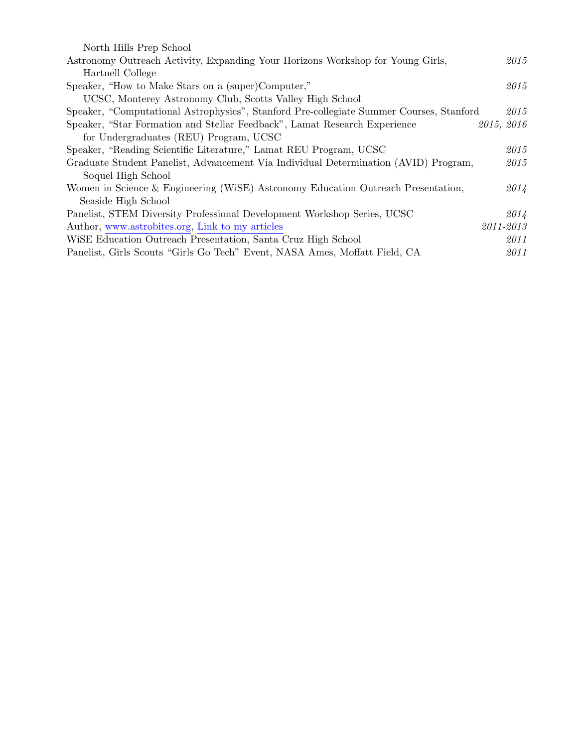North Hills Prep School

Astronomy Outreach Activity, Expanding Your Horizons Workshop for Young Girls, Hartnell College — *2015*

Speaker, "How to Make Stars on a (super)Computer," UCSC, Monterey Astronomy Club, Scotts Valley High School — *2015*

Speaker, "Computational Astrophysics", Stanford Pre-collegiate Summer Courses, Stanford — *2015*

Speaker, "Star Formation and Stellar Feedback", Lamat Research Experience for Undergraduates (REU) Program, UCSC — *2015, 2016*

Speaker, "Reading Scientific Literature," Lamat REU Program, UCSC — *2015*

Graduate Student Panelist, Advancement Via Individual Determination (AVID) Program, Soquel High School — *2015*

Women in Science & Engineering (WiSE) Astronomy Education Outreach Presentation, Seaside High School — *2014*

Panelist, STEM Diversity Professional Development Workshop Series, UCSC — *2014*

Author, www.astrobites.org, Link to my articles — *2011-2013*

WiSE Education Outreach Presentation, Santa Cruz High School — *2011*

Panelist, Girls Scouts "Girls Go Tech" Event, NASA Ames, Moffatt Field, CA — *2011*